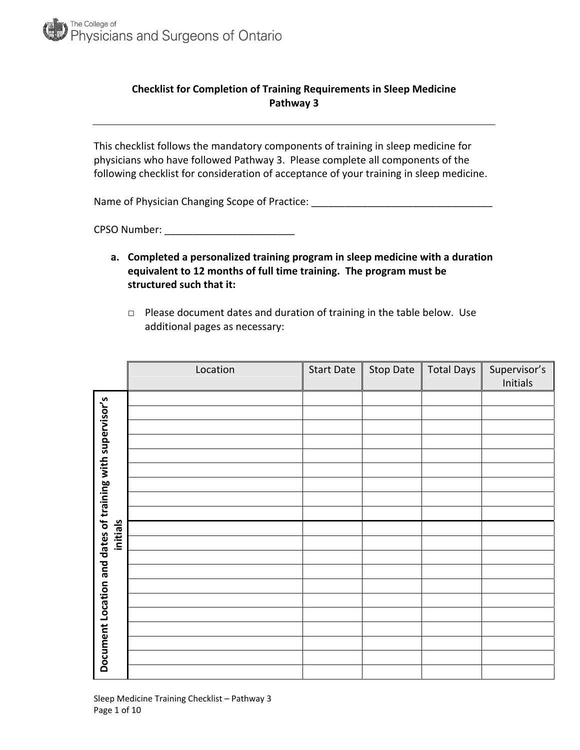The College of Physicians and Surgeons of Ontario

# Checklist for Completion of Training Requirements in Sleep Medicine Pathway 3

---

This checklist follows the mandatory components of training in sleep medicine for physicians who have followed Pathway 3. Please complete all components of the following checklist for consideration of acceptance of your training in sleep medicine.

Name of Physician Changing Scope of Practice: ________________________________

CPSO Number: _______________________

**a. Completed a personalized training program in sleep medicine with a duration equivalent to 12 months of full time training. The program must be structured such that it:**

- □ Please document dates and duration of training in the table below. Use additional pages as necessary:

**Document Location and dates of training with supervisor's initials**

| Location | Start Date | Stop Date | Total Days | Supervisor's Initials |
|---|---|---|---|---|
| | | | | |
| | | | | |
| | | | | |
| | | | | |
| | | | | |
| | | | | |
| | | | | |
| | | | | |
| | | | | |
| | | | | |
| | | | | |
| | | | | |
| | | | | |
| | | | | |
| | | | | |
| | | | | |
| | | | | |
| | | | | |
| | | | | |
| | | | | |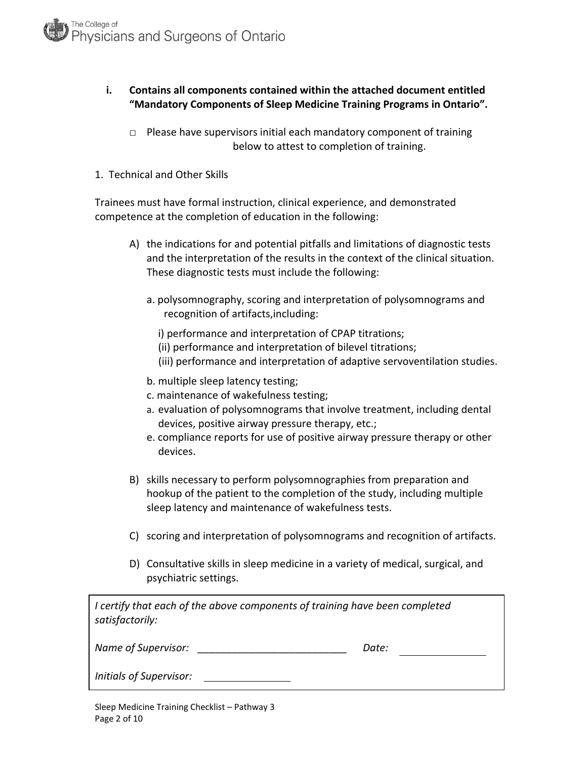**i. Contains all components contained within the attached document entitled "Mandatory Components of Sleep Medicine Training Programs in Ontario".**

□ Please have supervisors initial each mandatory component of training below to attest to completion of training.

1. Technical and Other Skills

Trainees must have formal instruction, clinical experience, and demonstrated competence at the completion of education in the following:

A) the indications for and potential pitfalls and limitations of diagnostic tests and the interpretation of the results in the context of the clinical situation. These diagnostic tests must include the following:

   a. polysomnography, scoring and interpretation of polysomnograms and recognition of artifacts,including:

      i) performance and interpretation of CPAP titrations;
      (ii) performance and interpretation of bilevel titrations;
      (iii) performance and interpretation of adaptive servoventilation studies.

   b. multiple sleep latency testing;
   c. maintenance of wakefulness testing;
   a. evaluation of polysomnograms that involve treatment, including dental devices, positive airway pressure therapy, etc.;
   e. compliance reports for use of positive airway pressure therapy or other devices.

B) skills necessary to perform polysomnographies from preparation and hookup of the patient to the completion of the study, including multiple sleep latency and maintenance of wakefulness tests.

C) scoring and interpretation of polysomnograms and recognition of artifacts.

D) Consultative skills in sleep medicine in a variety of medical, surgical, and psychiatric settings.

*I certify that each of the above components of training have been completed satisfactorily:*

*Name of Supervisor:* ___________________________ *Date:* _______________

*Initials of Supervisor:* _______________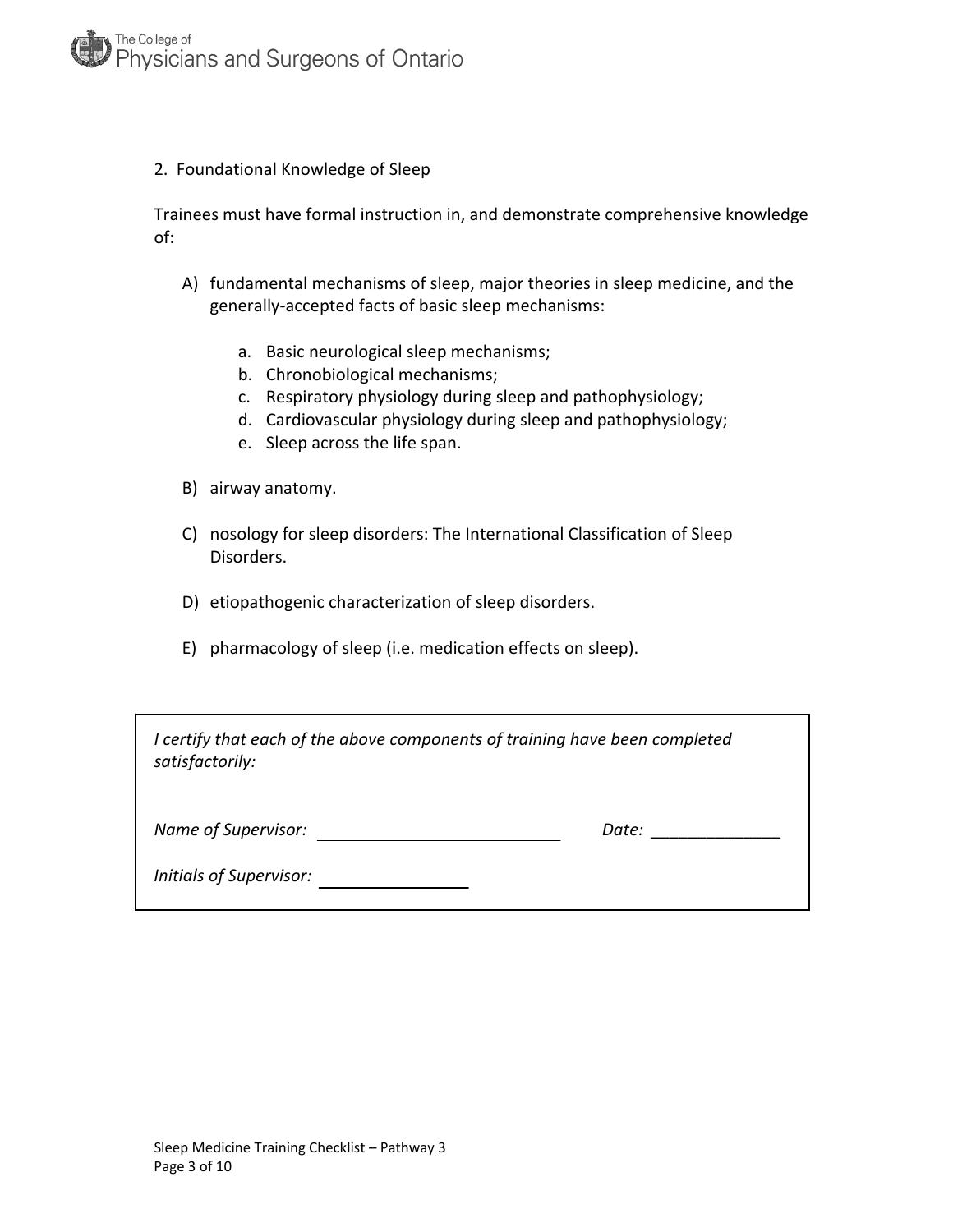## 2. Foundational Knowledge of Sleep

Trainees must have formal instruction in, and demonstrate comprehensive knowledge of:

A) fundamental mechanisms of sleep, major theories in sleep medicine, and the generally-accepted facts of basic sleep mechanisms:

   a. Basic neurological sleep mechanisms;
   b. Chronobiological mechanisms;
   c. Respiratory physiology during sleep and pathophysiology;
   d. Cardiovascular physiology during sleep and pathophysiology;
   e. Sleep across the life span.

B) airway anatomy.

C) nosology for sleep disorders: The International Classification of Sleep Disorders.

D) etiopathogenic characterization of sleep disorders.

E) pharmacology of sleep (i.e. medication effects on sleep).

*I certify that each of the above components of training have been completed satisfactorily:*

*Name of Supervisor:* ____________________________ *Date:* ______________

*Initials of Supervisor:* ________________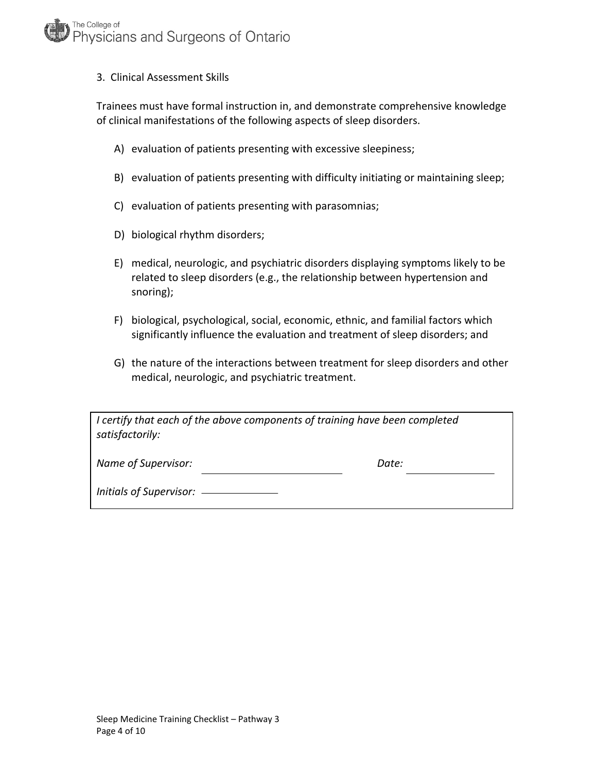3. Clinical Assessment Skills

Trainees must have formal instruction in, and demonstrate comprehensive knowledge of clinical manifestations of the following aspects of sleep disorders.

A) evaluation of patients presenting with excessive sleepiness;

B) evaluation of patients presenting with difficulty initiating or maintaining sleep;

C) evaluation of patients presenting with parasomnias;

D) biological rhythm disorders;

E) medical, neurologic, and psychiatric disorders displaying symptoms likely to be related to sleep disorders (e.g., the relationship between hypertension and snoring);

F) biological, psychological, social, economic, ethnic, and familial factors which significantly influence the evaluation and treatment of sleep disorders; and

G) the nature of the interactions between treatment for sleep disorders and other medical, neurologic, and psychiatric treatment.

*I certify that each of the above components of training have been completed satisfactorily:*

*Name of Supervisor:* ______________________ *Date:* ______________

*Initials of Supervisor:* ____________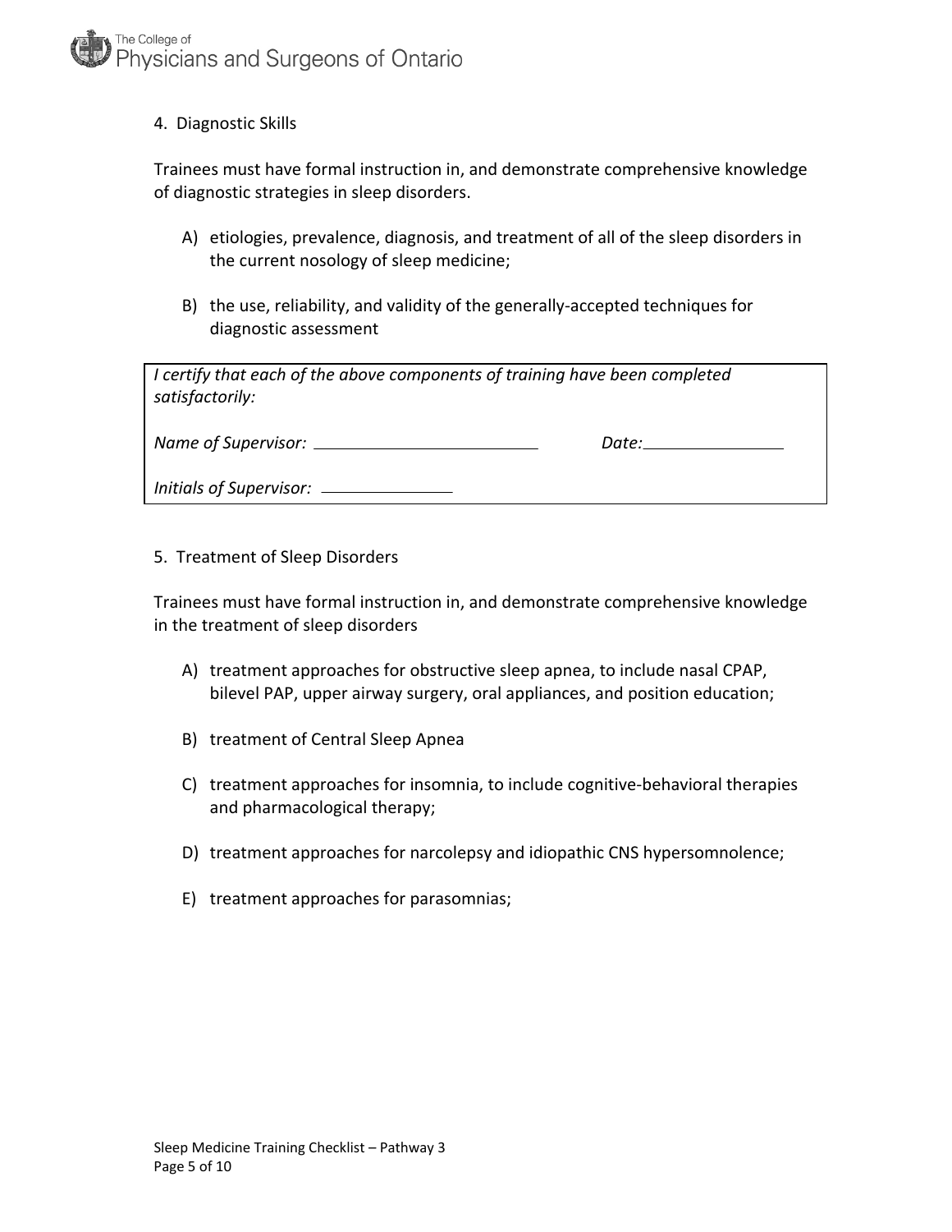## 4. Diagnostic Skills

Trainees must have formal instruction in, and demonstrate comprehensive knowledge of diagnostic strategies in sleep disorders.

A) etiologies, prevalence, diagnosis, and treatment of all of the sleep disorders in the current nosology of sleep medicine;

B) the use, reliability, and validity of the generally-accepted techniques for diagnostic assessment

*I certify that each of the above components of training have been completed satisfactorily:*

*Name of Supervisor:* ______________________ *Date:* ______________

*Initials of Supervisor:* ______________

## 5. Treatment of Sleep Disorders

Trainees must have formal instruction in, and demonstrate comprehensive knowledge in the treatment of sleep disorders

A) treatment approaches for obstructive sleep apnea, to include nasal CPAP, bilevel PAP, upper airway surgery, oral appliances, and position education;

B) treatment of Central Sleep Apnea

C) treatment approaches for insomnia, to include cognitive-behavioral therapies and pharmacological therapy;

D) treatment approaches for narcolepsy and idiopathic CNS hypersomnolence;

E) treatment approaches for parasomnias;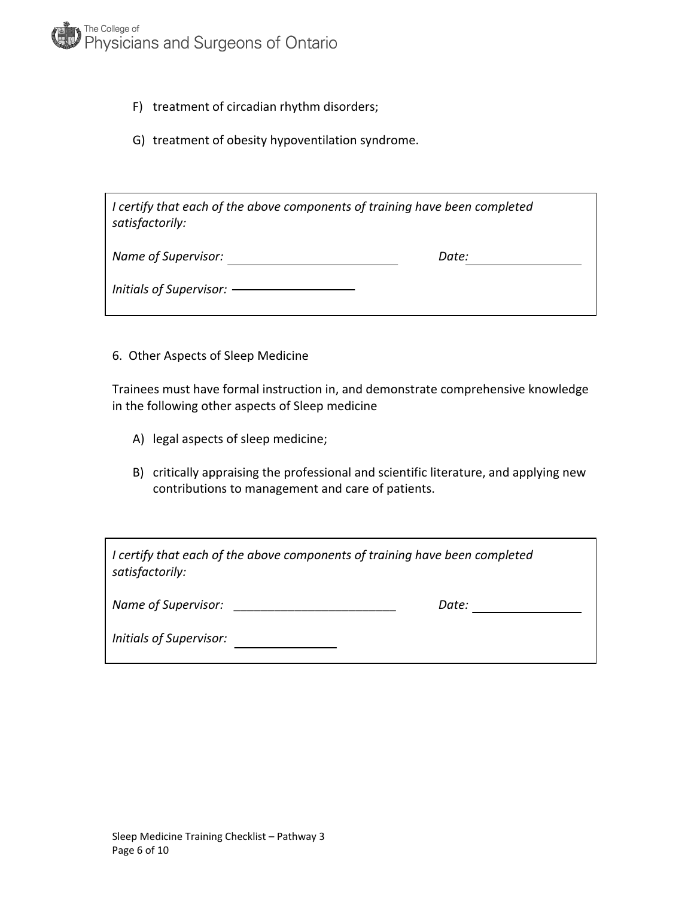F) treatment of circadian rhythm disorders;

G) treatment of obesity hypoventilation syndrome.

*I certify that each of the above components of training have been completed satisfactorily:*

*Name of Supervisor:* ________________________ *Date:* ________________

*Initials of Supervisor:* ________________

6. Other Aspects of Sleep Medicine

Trainees must have formal instruction in, and demonstrate comprehensive knowledge in the following other aspects of Sleep medicine

A) legal aspects of sleep medicine;

B) critically appraising the professional and scientific literature, and applying new contributions to management and care of patients.

*I certify that each of the above components of training have been completed satisfactorily:*

*Name of Supervisor:* ________________________ *Date:* ________________

*Initials of Supervisor:* ________________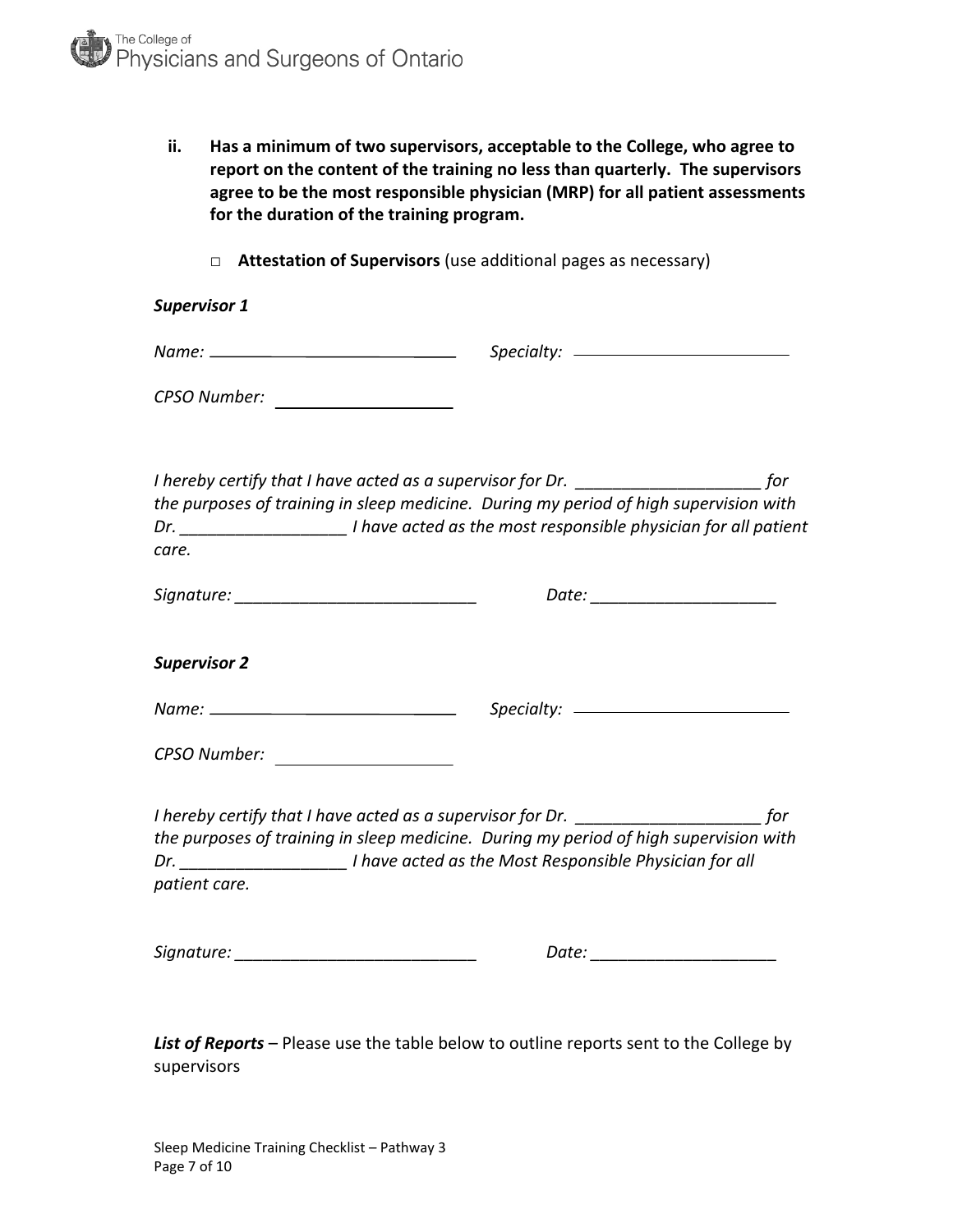ii. **Has a minimum of two supervisors, acceptable to the College, who agree to report on the content of the training no less than quarterly. The supervisors agree to be the most responsible physician (MRP) for all patient assessments for the duration of the training program.**

□ **Attestation of Supervisors** (use additional pages as necessary)

***Supervisor 1***

*Name:* ______________________________ *Specialty:* __________________________

*CPSO Number:* ____________________

*I hereby certify that I have acted as a supervisor for Dr. ____________________ for the purposes of training in sleep medicine. During my period of high supervision with Dr. __________________ I have acted as the most responsible physician for all patient care.*

*Signature:* ___________________________ *Date:* ____________________

***Supervisor 2***

*Name:* ______________________________ *Specialty:* __________________________

*CPSO Number:* ____________________

*I hereby certify that I have acted as a supervisor for Dr. ____________________ for the purposes of training in sleep medicine. During my period of high supervision with Dr. __________________ I have acted as the Most Responsible Physician for all patient care.*

*Signature:* ___________________________ *Date:* ____________________

***List of Reports*** – Please use the table below to outline reports sent to the College by supervisors

Sleep Medicine Training Checklist – Pathway 3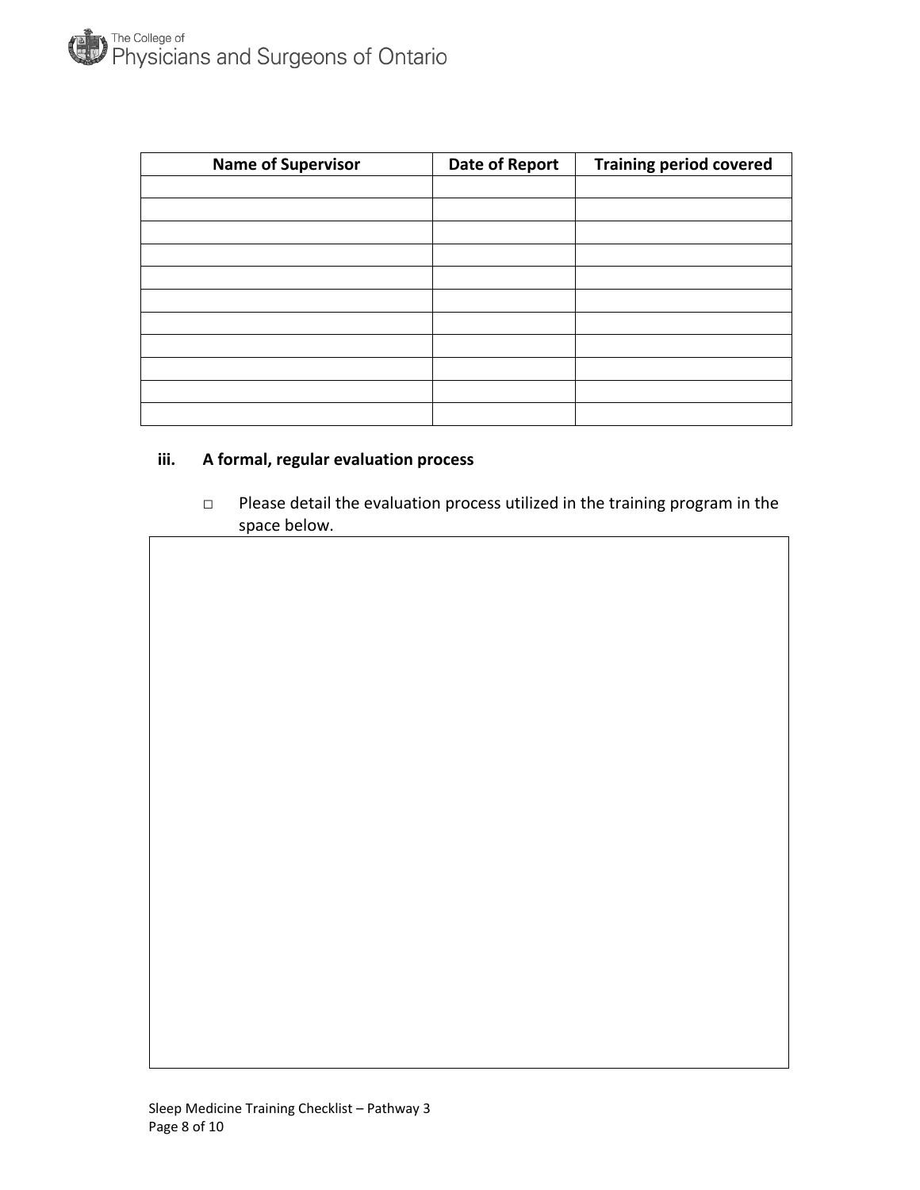| Name of Supervisor | Date of Report | Training period covered |
|---|---|---|
| | | |
| | | |
| | | |
| | | |
| | | |
| | | |
| | | |
| | | |
| | | |
| | | |
| | | |

**iii. A formal, regular evaluation process**

□ Please detail the evaluation process utilized in the training program in the space below.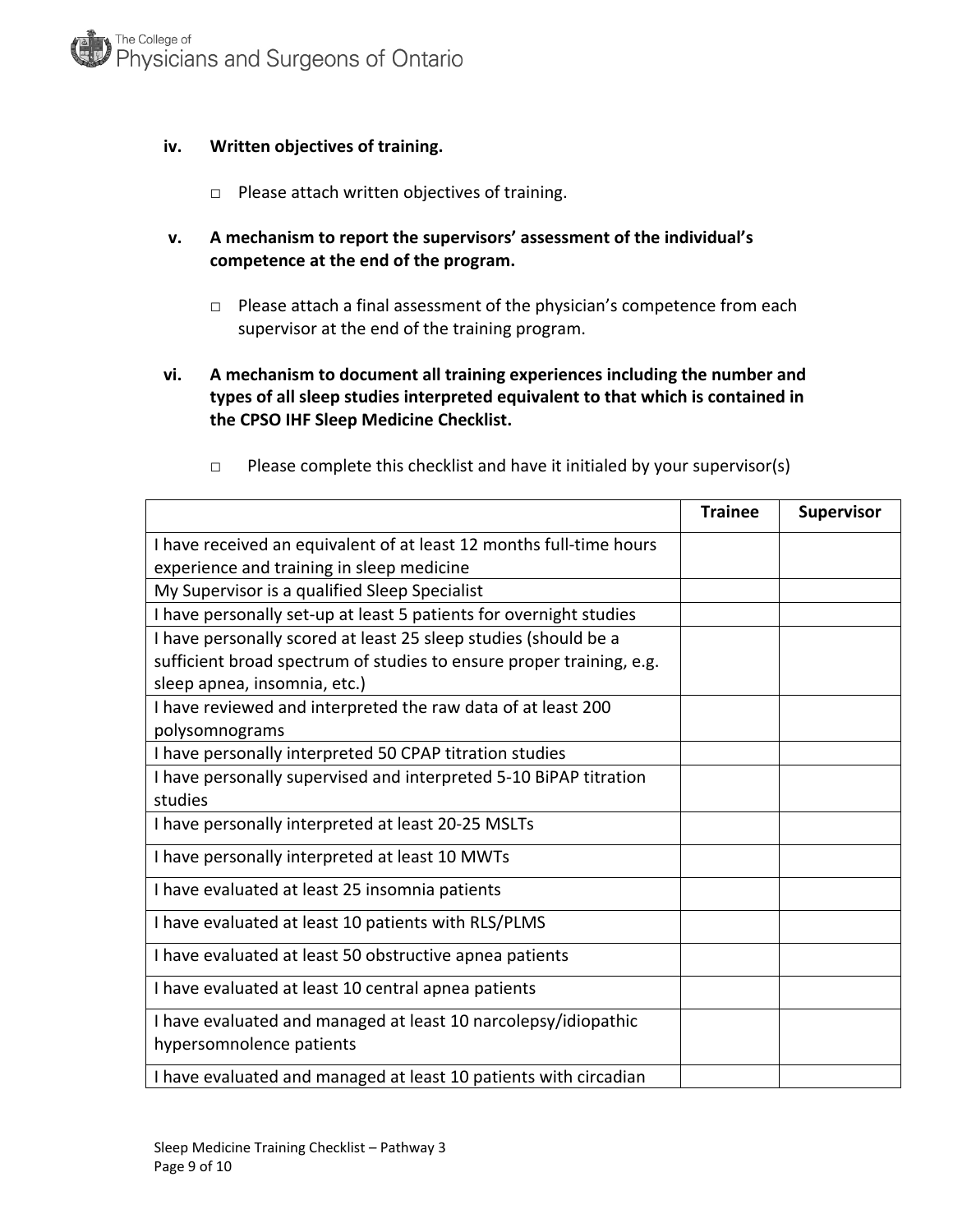**iv. Written objectives of training.**

- □ Please attach written objectives of training.

**v. A mechanism to report the supervisors' assessment of the individual's competence at the end of the program.**

- □ Please attach a final assessment of the physician's competence from each supervisor at the end of the training program.

**vi. A mechanism to document all training experiences including the number and types of all sleep studies interpreted equivalent to that which is contained in the CPSO IHF Sleep Medicine Checklist.**

- □ Please complete this checklist and have it initialed by your supervisor(s)

| | Trainee | Supervisor |
|---|---|---|
| I have received an equivalent of at least 12 months full-time hours experience and training in sleep medicine | | |
| My Supervisor is a qualified Sleep Specialist | | |
| I have personally set-up at least 5 patients for overnight studies | | |
| I have personally scored at least 25 sleep studies (should be a sufficient broad spectrum of studies to ensure proper training, e.g. sleep apnea, insomnia, etc.) | | |
| I have reviewed and interpreted the raw data of at least 200 polysomnograms | | |
| I have personally interpreted 50 CPAP titration studies | | |
| I have personally supervised and interpreted 5-10 BiPAP titration studies | | |
| I have personally interpreted at least 20-25 MSLTs | | |
| I have personally interpreted at least 10 MWTs | | |
| I have evaluated at least 25 insomnia patients | | |
| I have evaluated at least 10 patients with RLS/PLMS | | |
| I have evaluated at least 50 obstructive apnea patients | | |
| I have evaluated at least 10 central apnea patients | | |
| I have evaluated and managed at least 10 narcolepsy/idiopathic hypersomnolence patients | | |
| I have evaluated and managed at least 10 patients with circadian | | |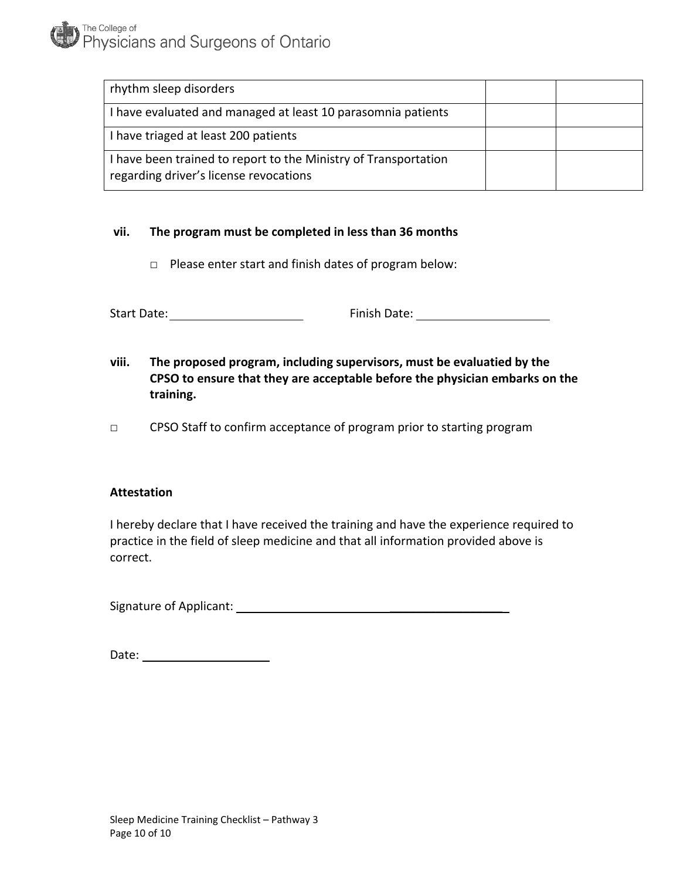| | | |
|---|---|---|
| rhythm sleep disorders | | |
| I have evaluated and managed at least 10 parasomnia patients | | |
| I have triaged at least 200 patients | | |
| I have been trained to report to the Ministry of Transportation regarding driver's license revocations | | |

**vii. The program must be completed in less than 36 months**

□ Please enter start and finish dates of program below:

Start Date: ____________________ Finish Date: ____________________

**viii. The proposed program, including supervisors, must be evaluatied by the CPSO to ensure that they are acceptable before the physician embarks on the training.**

□ CPSO Staff to confirm acceptance of program prior to starting program

**Attestation**

I hereby declare that I have received the training and have the experience required to practice in the field of sleep medicine and that all information provided above is correct.

Signature of Applicant: ________________________________________

Date: ____________________